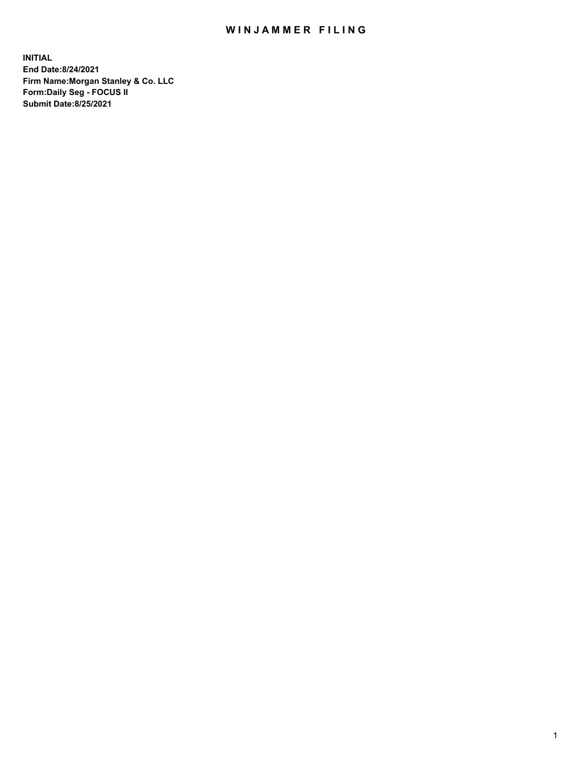# WINJAMMER FILING

**INITIAL**
**End Date:8/24/2021**
**Firm Name:Morgan Stanley & Co. LLC**
**Form:Daily Seg - FOCUS II**
**Submit Date:8/25/2021**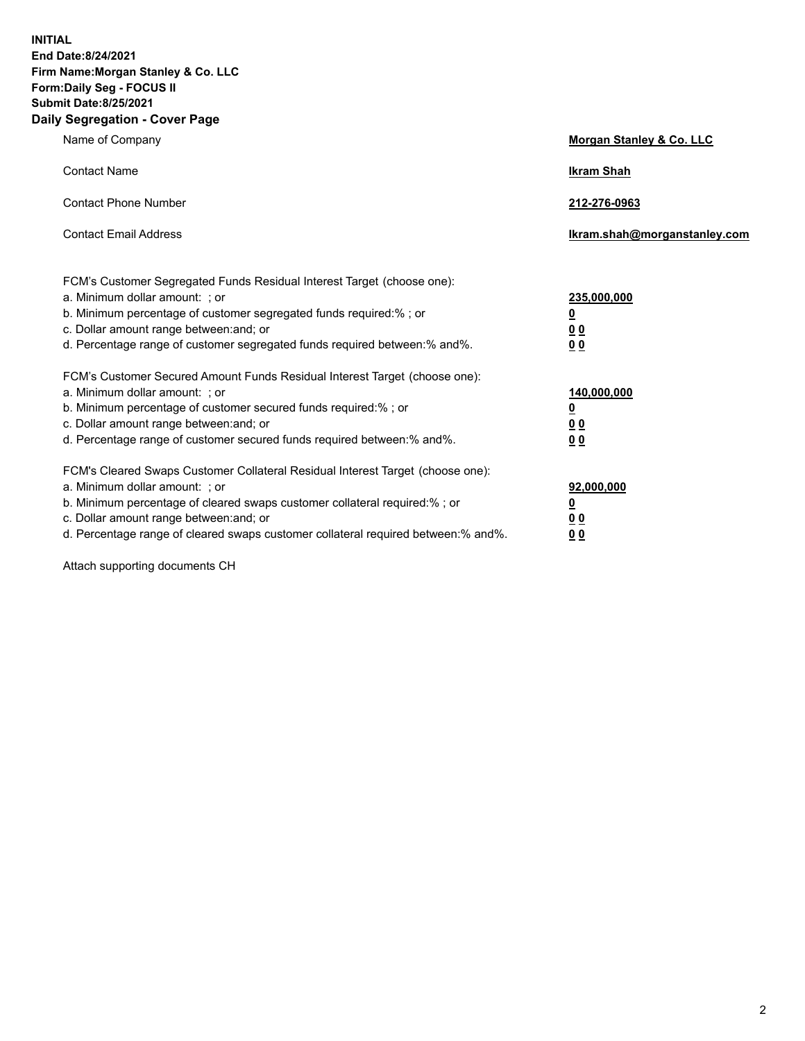**INITIAL**
**End Date:8/24/2021**
**Firm Name:Morgan Stanley & Co. LLC**
**Form:Daily Seg - FOCUS II**
**Submit Date:8/25/2021**

## Daily Segregation - Cover Page

| | |
|---|---|
| Name of Company | **Morgan Stanley & Co. LLC** |
| Contact Name | **Ikram Shah** |
| Contact Phone Number | **212-276-0963** |
| Contact Email Address | **Ikram.shah@morganstanley.com** |

| | |
|---|---|
| FCM's Customer Segregated Funds Residual Interest Target (choose one): | |
| a. Minimum dollar amount: ; or | **235,000,000** |
| b. Minimum percentage of customer segregated funds required:% ; or | **0** |
| c. Dollar amount range between:and; or | **0 0** |
| d. Percentage range of customer segregated funds required between:% and%. | **0 0** |
| FCM's Customer Secured Amount Funds Residual Interest Target (choose one): | |
| a. Minimum dollar amount: ; or | **140,000,000** |
| b. Minimum percentage of customer secured funds required:% ; or | **0** |
| c. Dollar amount range between:and; or | **0 0** |
| d. Percentage range of customer secured funds required between:% and%. | **0 0** |
| FCM's Cleared Swaps Customer Collateral Residual Interest Target (choose one): | |
| a. Minimum dollar amount: ; or | **92,000,000** |
| b. Minimum percentage of cleared swaps customer collateral required:% ; or | **0** |
| c. Dollar amount range between:and; or | **0 0** |
| d. Percentage range of cleared swaps customer collateral required between:% and%. | **0 0** |

Attach supporting documents CH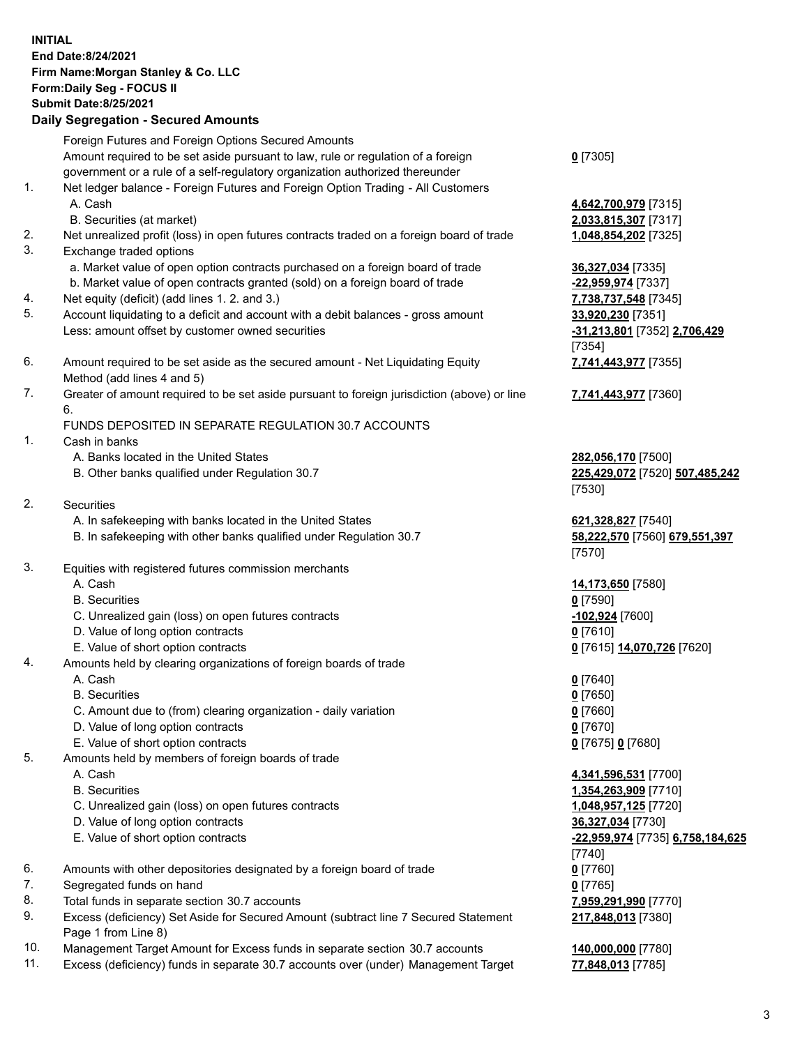**INITIAL**
**End Date:8/24/2021**
**Firm Name:Morgan Stanley & Co. LLC**
**Form:Daily Seg - FOCUS II**
**Submit Date:8/25/2021**

## Daily Segregation - Secured Amounts

| | | |
|---|---|---|
| | Foreign Futures and Foreign Options Secured Amounts | |
| | Amount required to be set aside pursuant to law, rule or regulation of a foreign government or a rule of a self-regulatory organization authorized thereunder | **0** [7305] |
| 1. | Net ledger balance - Foreign Futures and Foreign Option Trading - All Customers | |
| | A. Cash | **4,642,700,979** [7315] |
| | B. Securities (at market) | **2,033,815,307** [7317] |
| 2. | Net unrealized profit (loss) in open futures contracts traded on a foreign board of trade | **1,048,854,202** [7325] |
| 3. | Exchange traded options | |
| | a. Market value of open option contracts purchased on a foreign board of trade | **36,327,034** [7335] |
| | b. Market value of open contracts granted (sold) on a foreign board of trade | **-22,959,974** [7337] |
| 4. | Net equity (deficit) (add lines 1. 2. and 3.) | **7,738,737,548** [7345] |
| 5. | Account liquidating to a deficit and account with a debit balances - gross amount | **33,920,230** [7351] |
| | Less: amount offset by customer owned securities | **-31,213,801** [7352] **2,706,429** [7354] |
| 6. | Amount required to be set aside as the secured amount - Net Liquidating Equity Method (add lines 4 and 5) | **7,741,443,977** [7355] |
| 7. | Greater of amount required to be set aside pursuant to foreign jurisdiction (above) or line 6. | **7,741,443,977** [7360] |
| | FUNDS DEPOSITED IN SEPARATE REGULATION 30.7 ACCOUNTS | |
| 1. | Cash in banks | |
| | A. Banks located in the United States | **282,056,170** [7500] |
| | B. Other banks qualified under Regulation 30.7 | **225,429,072** [7520] **507,485,242** [7530] |
| 2. | Securities | |
| | A. In safekeeping with banks located in the United States | **621,328,827** [7540] |
| | B. In safekeeping with other banks qualified under Regulation 30.7 | **58,222,570** [7560] **679,551,397** [7570] |
| 3. | Equities with registered futures commission merchants | |
| | A. Cash | **14,173,650** [7580] |
| | B. Securities | **0** [7590] |
| | C. Unrealized gain (loss) on open futures contracts | **-102,924** [7600] |
| | D. Value of long option contracts | **0** [7610] |
| | E. Value of short option contracts | **0** [7615] **14,070,726** [7620] |
| 4. | Amounts held by clearing organizations of foreign boards of trade | |
| | A. Cash | **0** [7640] |
| | B. Securities | **0** [7650] |
| | C. Amount due to (from) clearing organization - daily variation | **0** [7660] |
| | D. Value of long option contracts | **0** [7670] |
| | E. Value of short option contracts | **0** [7675] **0** [7680] |
| 5. | Amounts held by members of foreign boards of trade | |
| | A. Cash | **4,341,596,531** [7700] |
| | B. Securities | **1,354,263,909** [7710] |
| | C. Unrealized gain (loss) on open futures contracts | **1,048,957,125** [7720] |
| | D. Value of long option contracts | **36,327,034** [7730] |
| | E. Value of short option contracts | **-22,959,974** [7735] **6,758,184,625** [7740] |
| 6. | Amounts with other depositories designated by a foreign board of trade | **0** [7760] |
| 7. | Segregated funds on hand | **0** [7765] |
| 8. | Total funds in separate section 30.7 accounts | **7,959,291,990** [7770] |
| 9. | Excess (deficiency) Set Aside for Secured Amount (subtract line 7 Secured Statement Page 1 from Line 8) | **217,848,013** [7380] |
| 10. | Management Target Amount for Excess funds in separate section 30.7 accounts | **140,000,000** [7780] |
| 11. | Excess (deficiency) funds in separate 30.7 accounts over (under) Management Target | **77,848,013** [7785] |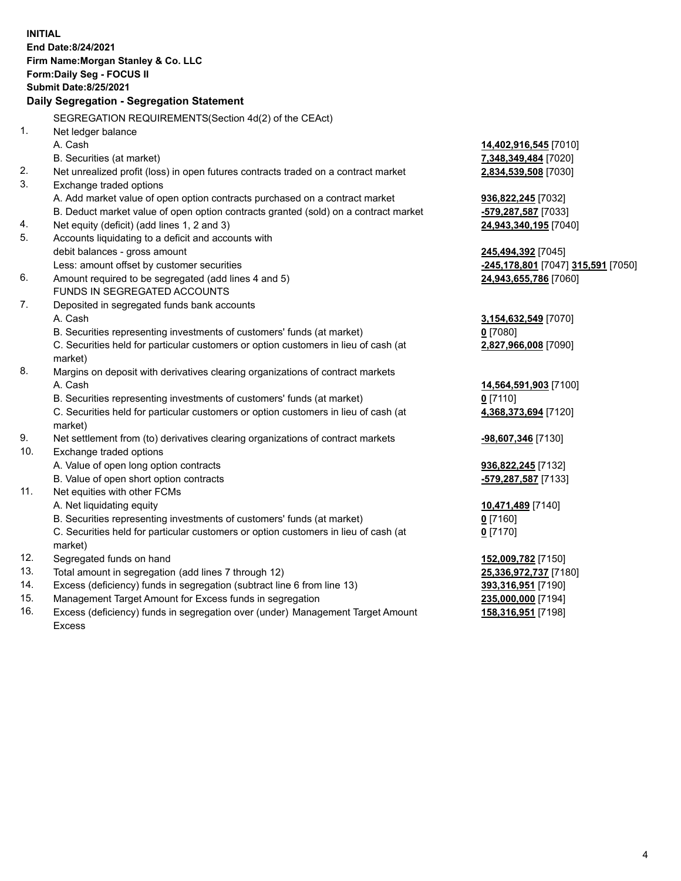**INITIAL**
**End Date:8/24/2021**
**Firm Name:Morgan Stanley & Co. LLC**
**Form:Daily Seg - FOCUS II**
**Submit Date:8/25/2021**

## Daily Segregation - Segregation Statement

SEGREGATION REQUIREMENTS(Section 4d(2) of the CEAct)

| | | |
|---|---|---|
| 1. | Net ledger balance | |
| | A. Cash | **14,402,916,545** [7010] |
| | B. Securities (at market) | **7,348,349,484** [7020] |
| 2. | Net unrealized profit (loss) in open futures contracts traded on a contract market | **2,834,539,508** [7030] |
| 3. | Exchange traded options | |
| | A. Add market value of open option contracts purchased on a contract market | **936,822,245** [7032] |
| | B. Deduct market value of open option contracts granted (sold) on a contract market | **-579,287,587** [7033] |
| 4. | Net equity (deficit) (add lines 1, 2 and 3) | **24,943,340,195** [7040] |
| 5. | Accounts liquidating to a deficit and accounts with debit balances - gross amount | **245,494,392** [7045] |
| | Less: amount offset by customer securities | **-245,178,801** [7047] **315,591** [7050] |
| 6. | Amount required to be segregated (add lines 4 and 5) | **24,943,655,786** [7060] |
| | FUNDS IN SEGREGATED ACCOUNTS | |
| 7. | Deposited in segregated funds bank accounts | |
| | A. Cash | **3,154,632,549** [7070] |
| | B. Securities representing investments of customers' funds (at market) | **0** [7080] |
| | C. Securities held for particular customers or option customers in lieu of cash (at market) | **2,827,966,008** [7090] |
| 8. | Margins on deposit with derivatives clearing organizations of contract markets | |
| | A. Cash | **14,564,591,903** [7100] |
| | B. Securities representing investments of customers' funds (at market) | **0** [7110] |
| | C. Securities held for particular customers or option customers in lieu of cash (at market) | **4,368,373,694** [7120] |
| 9. | Net settlement from (to) derivatives clearing organizations of contract markets | **-98,607,346** [7130] |
| 10. | Exchange traded options | |
| | A. Value of open long option contracts | **936,822,245** [7132] |
| | B. Value of open short option contracts | **-579,287,587** [7133] |
| 11. | Net equities with other FCMs | |
| | A. Net liquidating equity | **10,471,489** [7140] |
| | B. Securities representing investments of customers' funds (at market) | **0** [7160] |
| | C. Securities held for particular customers or option customers in lieu of cash (at market) | **0** [7170] |
| 12. | Segregated funds on hand | **152,009,782** [7150] |
| 13. | Total amount in segregation (add lines 7 through 12) | **25,336,972,737** [7180] |
| 14. | Excess (deficiency) funds in segregation (subtract line 6 from line 13) | **393,316,951** [7190] |
| 15. | Management Target Amount for Excess funds in segregation | **235,000,000** [7194] |
| 16. | Excess (deficiency) funds in segregation over (under) Management Target Amount Excess | **158,316,951** [7198] |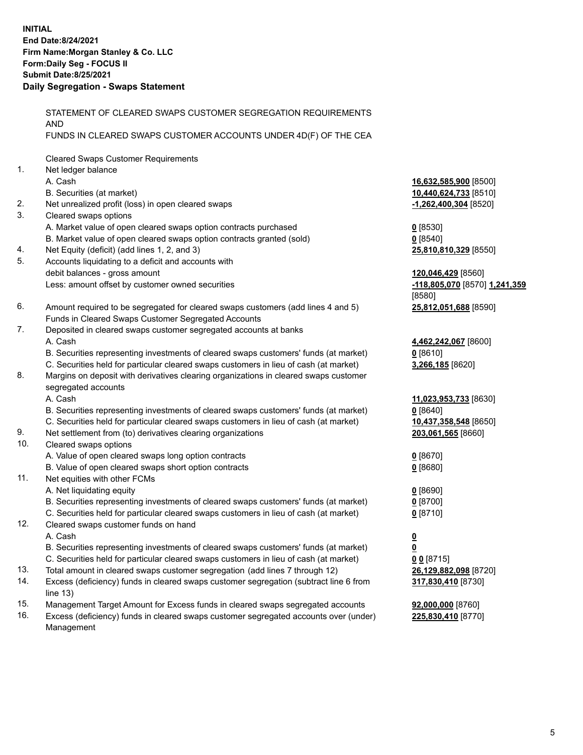**INITIAL**
**End Date:8/24/2021**
**Firm Name:Morgan Stanley & Co. LLC**
**Form:Daily Seg - FOCUS II**
**Submit Date:8/25/2021**
**Daily Segregation - Swaps Statement**

STATEMENT OF CLEARED SWAPS CUSTOMER SEGREGATION REQUIREMENTS AND
FUNDS IN CLEARED SWAPS CUSTOMER ACCOUNTS UNDER 4D(F) OF THE CEA

| | | |
|---|---|---|
| | Cleared Swaps Customer Requirements | |
| 1. | Net ledger balance | |
| | A. Cash | **16,632,585,900** [8500] |
| | B. Securities (at market) | **10,440,624,733** [8510] |
| 2. | Net unrealized profit (loss) in open cleared swaps | **-1,262,400,304** [8520] |
| 3. | Cleared swaps options | |
| | A. Market value of open cleared swaps option contracts purchased | **0** [8530] |
| | B. Market value of open cleared swaps option contracts granted (sold) | **0** [8540] |
| 4. | Net Equity (deficit) (add lines 1, 2, and 3) | **25,810,810,329** [8550] |
| 5. | Accounts liquidating to a deficit and accounts with debit balances - gross amount | **120,046,429** [8560] |
| | Less: amount offset by customer owned securities | **-118,805,070** [8570] **1,241,359** [8580] |
| 6. | Amount required to be segregated for cleared swaps customers (add lines 4 and 5) | **25,812,051,688** [8590] |
| | Funds in Cleared Swaps Customer Segregated Accounts | |
| 7. | Deposited in cleared swaps customer segregated accounts at banks | |
| | A. Cash | **4,462,242,067** [8600] |
| | B. Securities representing investments of cleared swaps customers' funds (at market) | **0** [8610] |
| | C. Securities held for particular cleared swaps customers in lieu of cash (at market) | **3,266,185** [8620] |
| 8. | Margins on deposit with derivatives clearing organizations in cleared swaps customer segregated accounts | |
| | A. Cash | **11,023,953,733** [8630] |
| | B. Securities representing investments of cleared swaps customers' funds (at market) | **0** [8640] |
| | C. Securities held for particular cleared swaps customers in lieu of cash (at market) | **10,437,358,548** [8650] |
| 9. | Net settlement from (to) derivatives clearing organizations | **203,061,565** [8660] |
| 10. | Cleared swaps options | |
| | A. Value of open cleared swaps long option contracts | **0** [8670] |
| | B. Value of open cleared swaps short option contracts | **0** [8680] |
| 11. | Net equities with other FCMs | |
| | A. Net liquidating equity | **0** [8690] |
| | B. Securities representing investments of cleared swaps customers' funds (at market) | **0** [8700] |
| | C. Securities held for particular cleared swaps customers in lieu of cash (at market) | **0** [8710] |
| 12. | Cleared swaps customer funds on hand | |
| | A. Cash | **0** |
| | B. Securities representing investments of cleared swaps customers' funds (at market) | **0** |
| | C. Securities held for particular cleared swaps customers in lieu of cash (at market) | **0** **0** [8715] |
| 13. | Total amount in cleared swaps customer segregation (add lines 7 through 12) | **26,129,882,098** [8720] |
| 14. | Excess (deficiency) funds in cleared swaps customer segregation (subtract line 6 from line 13) | **317,830,410** [8730] |
| 15. | Management Target Amount for Excess funds in cleared swaps segregated accounts | **92,000,000** [8760] |
| 16. | Excess (deficiency) funds in cleared swaps customer segregated accounts over (under) Management | **225,830,410** [8770] |